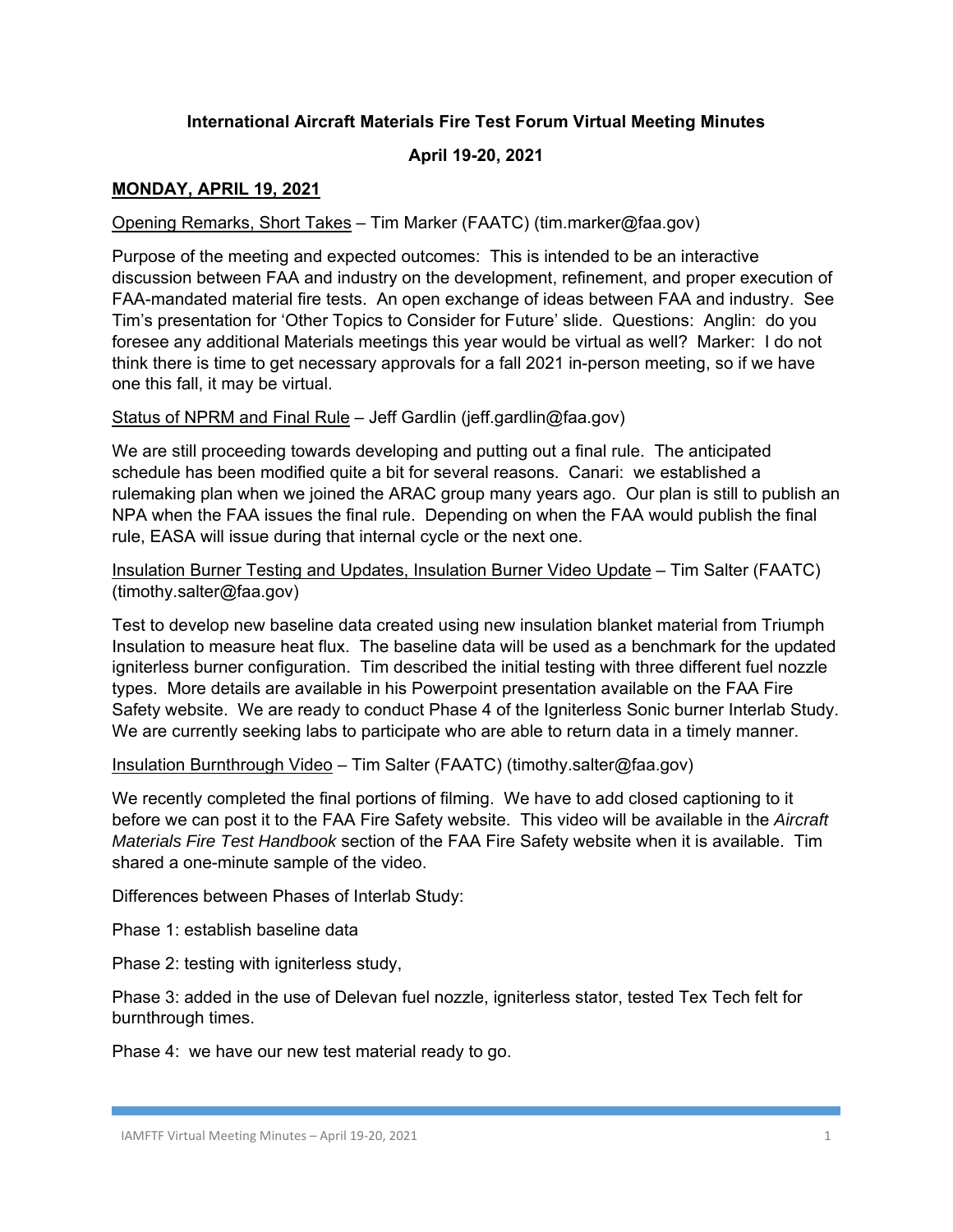**International Aircraft Materials Fire Test Forum Virtual Meeting Minutes**

**April 19-20, 2021**

## MONDAY, APRIL 19, 2021

Opening Remarks, Short Takes – Tim Marker (FAATC) (tim.marker@faa.gov)

Purpose of the meeting and expected outcomes: This is intended to be an interactive discussion between FAA and industry on the development, refinement, and proper execution of FAA-mandated material fire tests. An open exchange of ideas between FAA and industry. See Tim's presentation for 'Other Topics to Consider for Future' slide. Questions: Anglin: do you foresee any additional Materials meetings this year would be virtual as well? Marker: I do not think there is time to get necessary approvals for a fall 2021 in-person meeting, so if we have one this fall, it may be virtual.

Status of NPRM and Final Rule – Jeff Gardlin (jeff.gardlin@faa.gov)

We are still proceeding towards developing and putting out a final rule. The anticipated schedule has been modified quite a bit for several reasons. Canari: we established a rulemaking plan when we joined the ARAC group many years ago. Our plan is still to publish an NPA when the FAA issues the final rule. Depending on when the FAA would publish the final rule, EASA will issue during that internal cycle or the next one.

Insulation Burner Testing and Updates, Insulation Burner Video Update – Tim Salter (FAATC) (timothy.salter@faa.gov)

Test to develop new baseline data created using new insulation blanket material from Triumph Insulation to measure heat flux. The baseline data will be used as a benchmark for the updated igniterless burner configuration. Tim described the initial testing with three different fuel nozzle types. More details are available in his Powerpoint presentation available on the FAA Fire Safety website. We are ready to conduct Phase 4 of the Igniterless Sonic burner Interlab Study. We are currently seeking labs to participate who are able to return data in a timely manner.

Insulation Burnthrough Video – Tim Salter (FAATC) (timothy.salter@faa.gov)

We recently completed the final portions of filming. We have to add closed captioning to it before we can post it to the FAA Fire Safety website. This video will be available in the *Aircraft Materials Fire Test Handbook* section of the FAA Fire Safety website when it is available. Tim shared a one-minute sample of the video.

Differences between Phases of Interlab Study:

Phase 1: establish baseline data

Phase 2: testing with igniterless study,

Phase 3: added in the use of Delevan fuel nozzle, igniterless stator, tested Tex Tech felt for burnthrough times.

Phase 4: we have our new test material ready to go.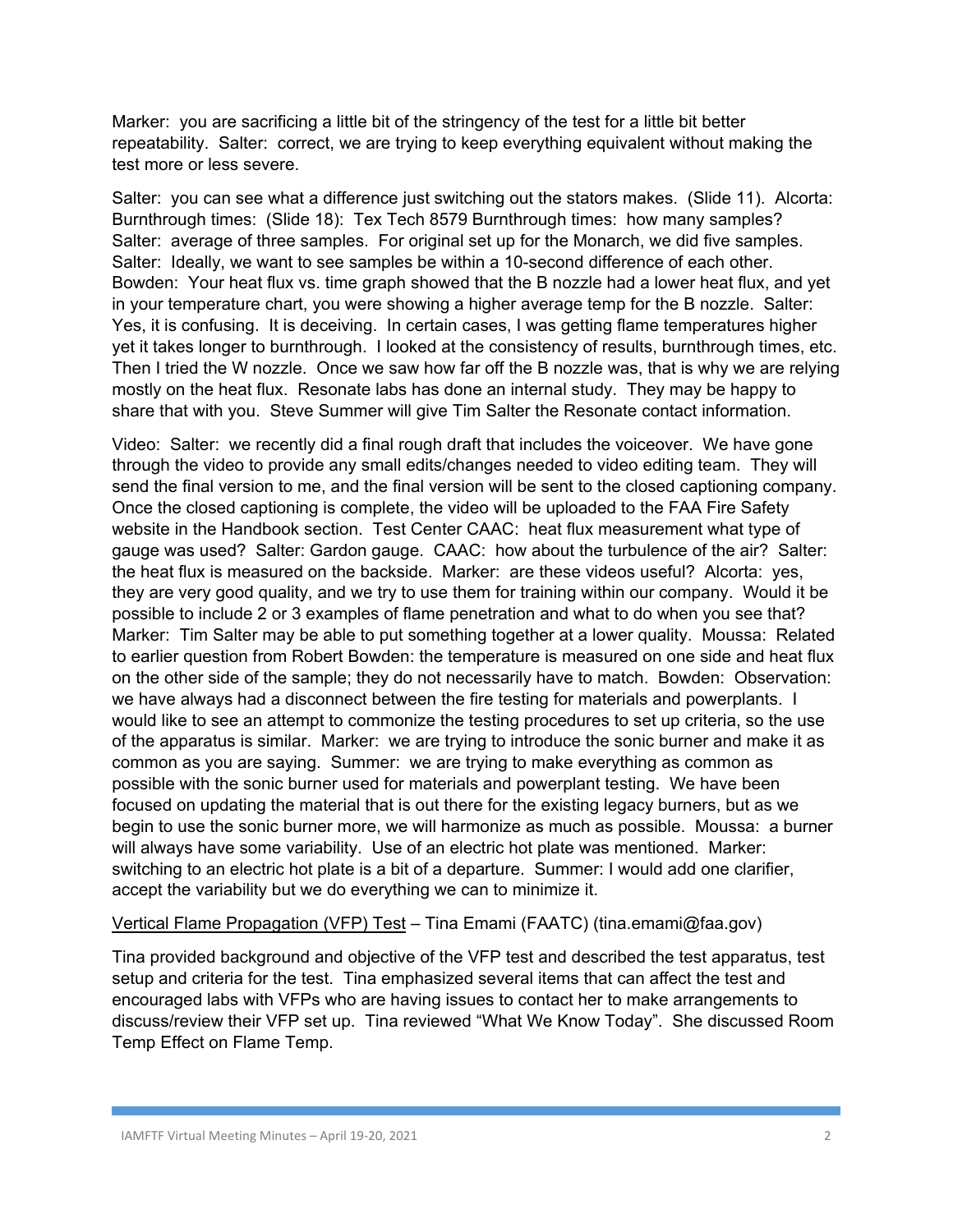Marker: you are sacrificing a little bit of the stringency of the test for a little bit better repeatability. Salter: correct, we are trying to keep everything equivalent without making the test more or less severe.

Salter: you can see what a difference just switching out the stators makes. (Slide 11). Alcorta: Burnthrough times: (Slide 18): Tex Tech 8579 Burnthrough times: how many samples? Salter: average of three samples. For original set up for the Monarch, we did five samples. Salter: Ideally, we want to see samples be within a 10-second difference of each other. Bowden: Your heat flux vs. time graph showed that the B nozzle had a lower heat flux, and yet in your temperature chart, you were showing a higher average temp for the B nozzle. Salter: Yes, it is confusing. It is deceiving. In certain cases, I was getting flame temperatures higher yet it takes longer to burnthrough. I looked at the consistency of results, burnthrough times, etc. Then I tried the W nozzle. Once we saw how far off the B nozzle was, that is why we are relying mostly on the heat flux. Resonate labs has done an internal study. They may be happy to share that with you. Steve Summer will give Tim Salter the Resonate contact information.

Video: Salter: we recently did a final rough draft that includes the voiceover. We have gone through the video to provide any small edits/changes needed to video editing team. They will send the final version to me, and the final version will be sent to the closed captioning company. Once the closed captioning is complete, the video will be uploaded to the FAA Fire Safety website in the Handbook section. Test Center CAAC: heat flux measurement what type of gauge was used? Salter: Gardon gauge. CAAC: how about the turbulence of the air? Salter: the heat flux is measured on the backside. Marker: are these videos useful? Alcorta: yes, they are very good quality, and we try to use them for training within our company. Would it be possible to include 2 or 3 examples of flame penetration and what to do when you see that? Marker: Tim Salter may be able to put something together at a lower quality. Moussa: Related to earlier question from Robert Bowden: the temperature is measured on one side and heat flux on the other side of the sample; they do not necessarily have to match. Bowden: Observation: we have always had a disconnect between the fire testing for materials and powerplants. I would like to see an attempt to commonize the testing procedures to set up criteria, so the use of the apparatus is similar. Marker: we are trying to introduce the sonic burner and make it as common as you are saying. Summer: we are trying to make everything as common as possible with the sonic burner used for materials and powerplant testing. We have been focused on updating the material that is out there for the existing legacy burners, but as we begin to use the sonic burner more, we will harmonize as much as possible. Moussa: a burner will always have some variability. Use of an electric hot plate was mentioned. Marker: switching to an electric hot plate is a bit of a departure. Summer: I would add one clarifier, accept the variability but we do everything we can to minimize it.

Vertical Flame Propagation (VFP) Test – Tina Emami (FAATC) (tina.emami@faa.gov)

Tina provided background and objective of the VFP test and described the test apparatus, test setup and criteria for the test. Tina emphasized several items that can affect the test and encouraged labs with VFPs who are having issues to contact her to make arrangements to discuss/review their VFP set up. Tina reviewed "What We Know Today". She discussed Room Temp Effect on Flame Temp.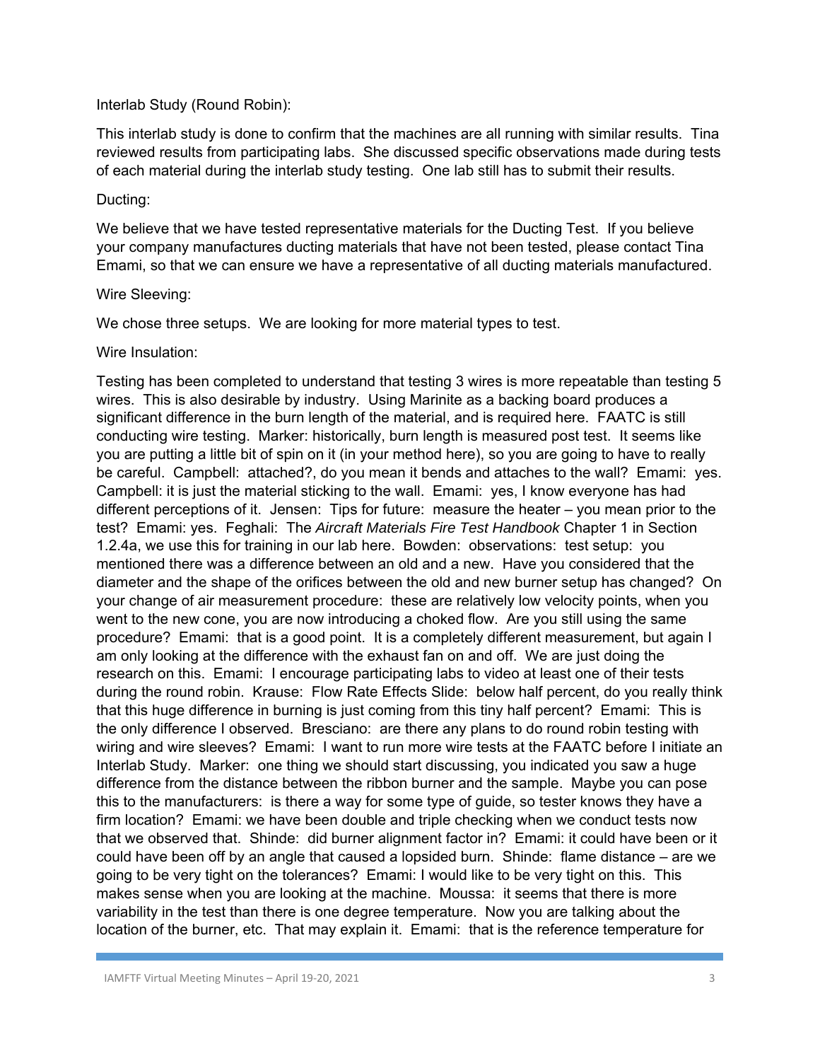Interlab Study (Round Robin):

This interlab study is done to confirm that the machines are all running with similar results. Tina reviewed results from participating labs. She discussed specific observations made during tests of each material during the interlab study testing. One lab still has to submit their results.

Ducting:

We believe that we have tested representative materials for the Ducting Test. If you believe your company manufactures ducting materials that have not been tested, please contact Tina Emami, so that we can ensure we have a representative of all ducting materials manufactured.

Wire Sleeving:

We chose three setups. We are looking for more material types to test.

Wire Insulation:

Testing has been completed to understand that testing 3 wires is more repeatable than testing 5 wires. This is also desirable by industry. Using Marinite as a backing board produces a significant difference in the burn length of the material, and is required here. FAATC is still conducting wire testing. Marker: historically, burn length is measured post test. It seems like you are putting a little bit of spin on it (in your method here), so you are going to have to really be careful. Campbell: attached?, do you mean it bends and attaches to the wall? Emami: yes. Campbell: it is just the material sticking to the wall. Emami: yes, I know everyone has had different perceptions of it. Jensen: Tips for future: measure the heater – you mean prior to the test? Emami: yes. Feghali: The *Aircraft Materials Fire Test Handbook* Chapter 1 in Section 1.2.4a, we use this for training in our lab here. Bowden: observations: test setup: you mentioned there was a difference between an old and a new. Have you considered that the diameter and the shape of the orifices between the old and new burner setup has changed? On your change of air measurement procedure: these are relatively low velocity points, when you went to the new cone, you are now introducing a choked flow. Are you still using the same procedure? Emami: that is a good point. It is a completely different measurement, but again I am only looking at the difference with the exhaust fan on and off. We are just doing the research on this. Emami: I encourage participating labs to video at least one of their tests during the round robin. Krause: Flow Rate Effects Slide: below half percent, do you really think that this huge difference in burning is just coming from this tiny half percent? Emami: This is the only difference I observed. Bresciano: are there any plans to do round robin testing with wiring and wire sleeves? Emami: I want to run more wire tests at the FAATC before I initiate an Interlab Study. Marker: one thing we should start discussing, you indicated you saw a huge difference from the distance between the ribbon burner and the sample. Maybe you can pose this to the manufacturers: is there a way for some type of guide, so tester knows they have a firm location? Emami: we have been double and triple checking when we conduct tests now that we observed that. Shinde: did burner alignment factor in? Emami: it could have been or it could have been off by an angle that caused a lopsided burn. Shinde: flame distance – are we going to be very tight on the tolerances? Emami: I would like to be very tight on this. This makes sense when you are looking at the machine. Moussa: it seems that there is more variability in the test than there is one degree temperature. Now you are talking about the location of the burner, etc. That may explain it. Emami: that is the reference temperature for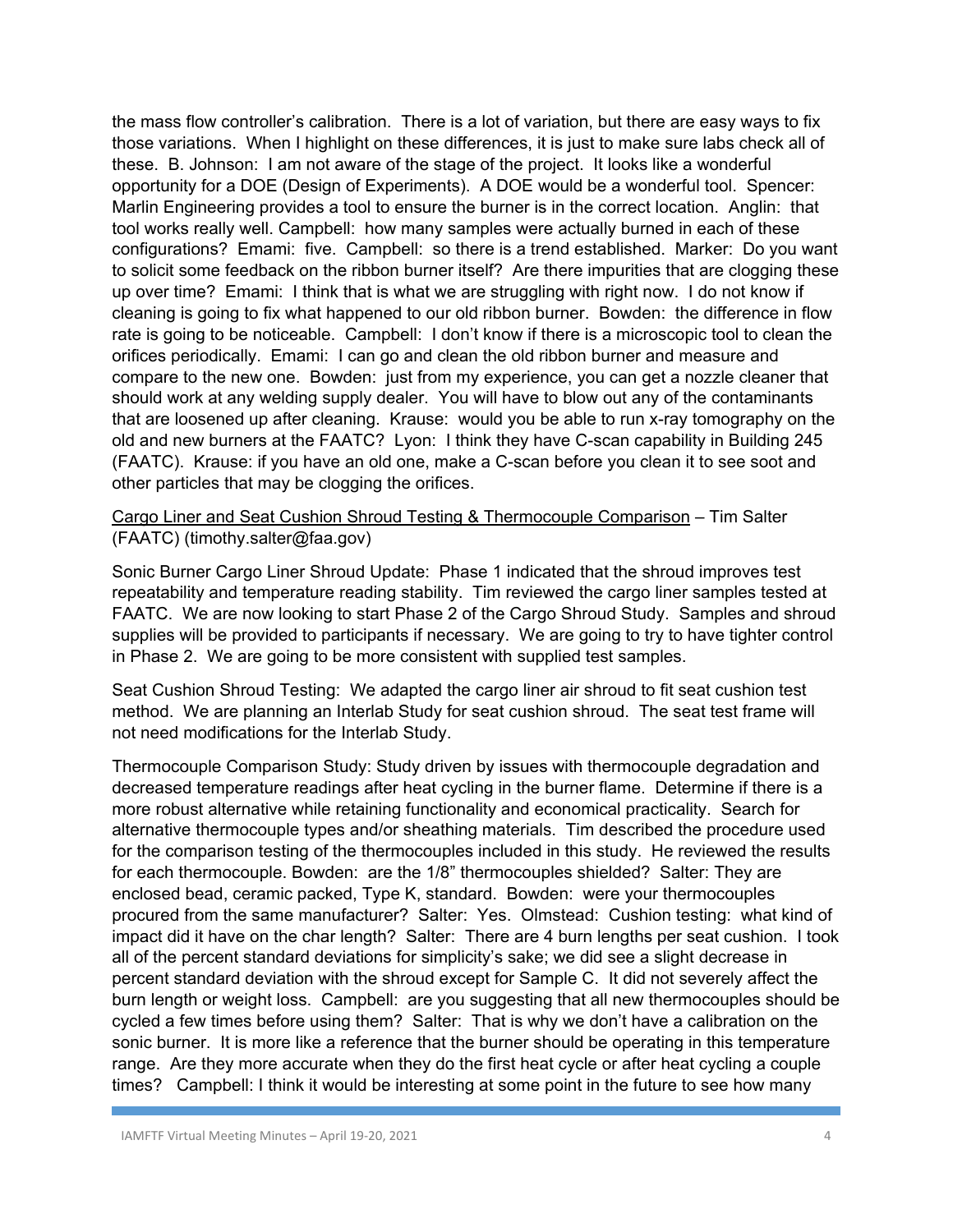the mass flow controller's calibration. There is a lot of variation, but there are easy ways to fix those variations. When I highlight on these differences, it is just to make sure labs check all of these. B. Johnson: I am not aware of the stage of the project. It looks like a wonderful opportunity for a DOE (Design of Experiments). A DOE would be a wonderful tool. Spencer: Marlin Engineering provides a tool to ensure the burner is in the correct location. Anglin: that tool works really well. Campbell: how many samples were actually burned in each of these configurations? Emami: five. Campbell: so there is a trend established. Marker: Do you want to solicit some feedback on the ribbon burner itself? Are there impurities that are clogging these up over time? Emami: I think that is what we are struggling with right now. I do not know if cleaning is going to fix what happened to our old ribbon burner. Bowden: the difference in flow rate is going to be noticeable. Campbell: I don't know if there is a microscopic tool to clean the orifices periodically. Emami: I can go and clean the old ribbon burner and measure and compare to the new one. Bowden: just from my experience, you can get a nozzle cleaner that should work at any welding supply dealer. You will have to blow out any of the contaminants that are loosened up after cleaning. Krause: would you be able to run x-ray tomography on the old and new burners at the FAATC? Lyon: I think they have C-scan capability in Building 245 (FAATC). Krause: if you have an old one, make a C-scan before you clean it to see soot and other particles that may be clogging the orifices.

<u>Cargo Liner and Seat Cushion Shroud Testing & Thermocouple Comparison</u> – Tim Salter (FAATC) (timothy.salter@faa.gov)

Sonic Burner Cargo Liner Shroud Update: Phase 1 indicated that the shroud improves test repeatability and temperature reading stability. Tim reviewed the cargo liner samples tested at FAATC. We are now looking to start Phase 2 of the Cargo Shroud Study. Samples and shroud supplies will be provided to participants if necessary. We are going to try to have tighter control in Phase 2. We are going to be more consistent with supplied test samples.

Seat Cushion Shroud Testing: We adapted the cargo liner air shroud to fit seat cushion test method. We are planning an Interlab Study for seat cushion shroud. The seat test frame will not need modifications for the Interlab Study.

Thermocouple Comparison Study: Study driven by issues with thermocouple degradation and decreased temperature readings after heat cycling in the burner flame. Determine if there is a more robust alternative while retaining functionality and economical practicality. Search for alternative thermocouple types and/or sheathing materials. Tim described the procedure used for the comparison testing of the thermocouples included in this study. He reviewed the results for each thermocouple. Bowden: are the 1/8" thermocouples shielded? Salter: They are enclosed bead, ceramic packed, Type K, standard. Bowden: were your thermocouples procured from the same manufacturer? Salter: Yes. Olmstead: Cushion testing: what kind of impact did it have on the char length? Salter: There are 4 burn lengths per seat cushion. I took all of the percent standard deviations for simplicity's sake; we did see a slight decrease in percent standard deviation with the shroud except for Sample C. It did not severely affect the burn length or weight loss. Campbell: are you suggesting that all new thermocouples should be cycled a few times before using them? Salter: That is why we don't have a calibration on the sonic burner. It is more like a reference that the burner should be operating in this temperature range. Are they more accurate when they do the first heat cycle or after heat cycling a couple times? Campbell: I think it would be interesting at some point in the future to see how many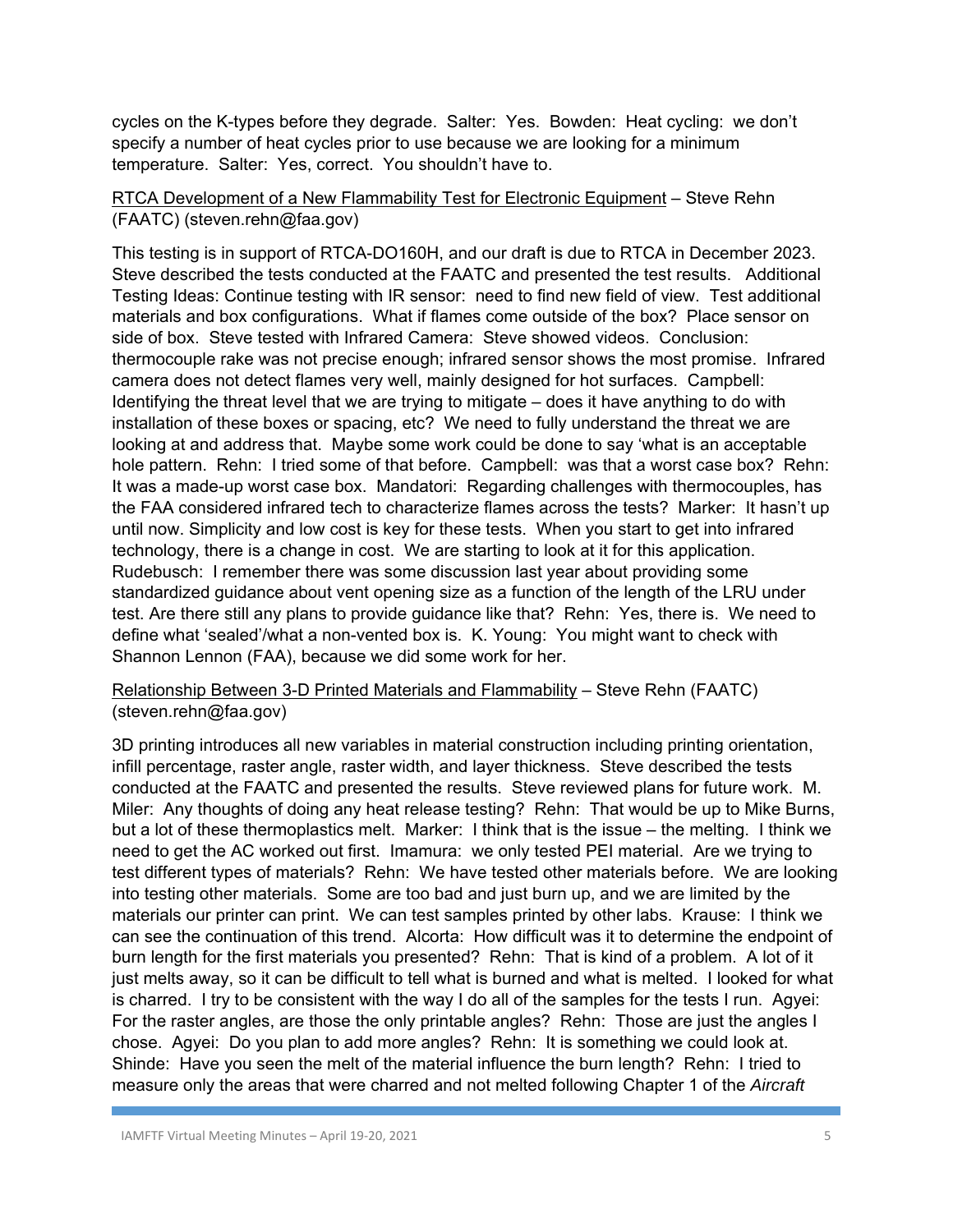cycles on the K-types before they degrade. Salter: Yes. Bowden: Heat cycling: we don't specify a number of heat cycles prior to use because we are looking for a minimum temperature. Salter: Yes, correct. You shouldn't have to.

<u>RTCA Development of a New Flammability Test for Electronic Equipment</u> – Steve Rehn (FAATC) (steven.rehn@faa.gov)

This testing is in support of RTCA-DO160H, and our draft is due to RTCA in December 2023. Steve described the tests conducted at the FAATC and presented the test results. Additional Testing Ideas: Continue testing with IR sensor: need to find new field of view. Test additional materials and box configurations. What if flames come outside of the box? Place sensor on side of box. Steve tested with Infrared Camera: Steve showed videos. Conclusion: thermocouple rake was not precise enough; infrared sensor shows the most promise. Infrared camera does not detect flames very well, mainly designed for hot surfaces. Campbell: Identifying the threat level that we are trying to mitigate – does it have anything to do with installation of these boxes or spacing, etc? We need to fully understand the threat we are looking at and address that. Maybe some work could be done to say 'what is an acceptable hole pattern. Rehn: I tried some of that before. Campbell: was that a worst case box? Rehn: It was a made-up worst case box. Mandatori: Regarding challenges with thermocouples, has the FAA considered infrared tech to characterize flames across the tests? Marker: It hasn't up until now. Simplicity and low cost is key for these tests. When you start to get into infrared technology, there is a change in cost. We are starting to look at it for this application. Rudebusch: I remember there was some discussion last year about providing some standardized guidance about vent opening size as a function of the length of the LRU under test. Are there still any plans to provide guidance like that? Rehn: Yes, there is. We need to define what 'sealed'/what a non-vented box is. K. Young: You might want to check with Shannon Lennon (FAA), because we did some work for her.

<u>Relationship Between 3-D Printed Materials and Flammability</u> – Steve Rehn (FAATC) (steven.rehn@faa.gov)

3D printing introduces all new variables in material construction including printing orientation, infill percentage, raster angle, raster width, and layer thickness. Steve described the tests conducted at the FAATC and presented the results. Steve reviewed plans for future work. M. Miler: Any thoughts of doing any heat release testing? Rehn: That would be up to Mike Burns, but a lot of these thermoplastics melt. Marker: I think that is the issue – the melting. I think we need to get the AC worked out first. Imamura: we only tested PEI material. Are we trying to test different types of materials? Rehn: We have tested other materials before. We are looking into testing other materials. Some are too bad and just burn up, and we are limited by the materials our printer can print. We can test samples printed by other labs. Krause: I think we can see the continuation of this trend. Alcorta: How difficult was it to determine the endpoint of burn length for the first materials you presented? Rehn: That is kind of a problem. A lot of it just melts away, so it can be difficult to tell what is burned and what is melted. I looked for what is charred. I try to be consistent with the way I do all of the samples for the tests I run. Agyei: For the raster angles, are those the only printable angles? Rehn: Those are just the angles I chose. Agyei: Do you plan to add more angles? Rehn: It is something we could look at. Shinde: Have you seen the melt of the material influence the burn length? Rehn: I tried to measure only the areas that were charred and not melted following Chapter 1 of the *Aircraft*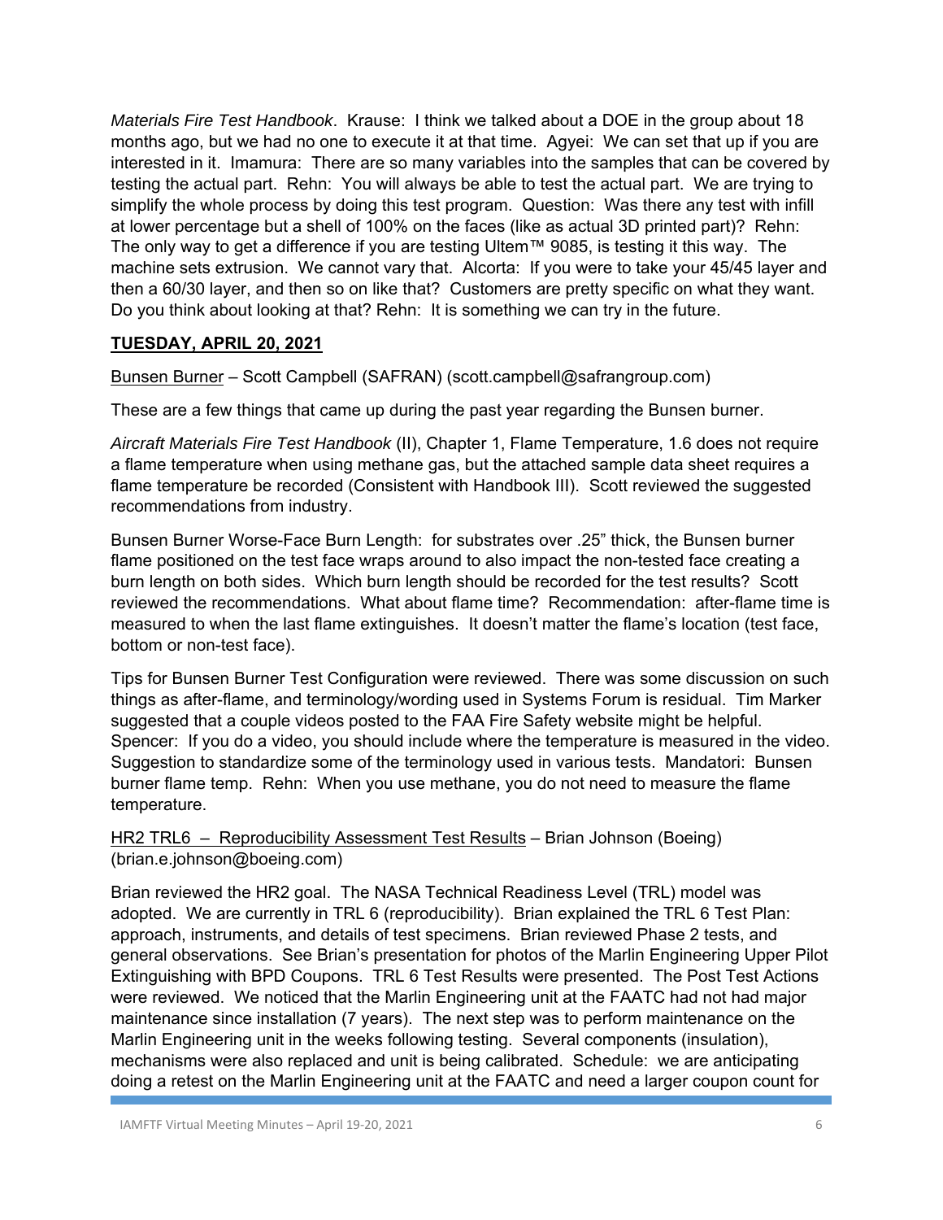*Materials Fire Test Handbook*. Krause: I think we talked about a DOE in the group about 18 months ago, but we had no one to execute it at that time. Agyei: We can set that up if you are interested in it. Imamura: There are so many variables into the samples that can be covered by testing the actual part. Rehn: You will always be able to test the actual part. We are trying to simplify the whole process by doing this test program. Question: Was there any test with infill at lower percentage but a shell of 100% on the faces (like as actual 3D printed part)? Rehn: The only way to get a difference if you are testing Ultem™ 9085, is testing it this way. The machine sets extrusion. We cannot vary that. Alcorta: If you were to take your 45/45 layer and then a 60/30 layer, and then so on like that? Customers are pretty specific on what they want. Do you think about looking at that? Rehn: It is something we can try in the future.

## **TUESDAY, APRIL 20, 2021**

<u>Bunsen Burner</u> – Scott Campbell (SAFRAN) (scott.campbell@safrangroup.com)

These are a few things that came up during the past year regarding the Bunsen burner.

*Aircraft Materials Fire Test Handbook* (II), Chapter 1, Flame Temperature, 1.6 does not require a flame temperature when using methane gas, but the attached sample data sheet requires a flame temperature be recorded (Consistent with Handbook III). Scott reviewed the suggested recommendations from industry.

Bunsen Burner Worse-Face Burn Length: for substrates over .25" thick, the Bunsen burner flame positioned on the test face wraps around to also impact the non-tested face creating a burn length on both sides. Which burn length should be recorded for the test results? Scott reviewed the recommendations. What about flame time? Recommendation: after-flame time is measured to when the last flame extinguishes. It doesn't matter the flame's location (test face, bottom or non-test face).

Tips for Bunsen Burner Test Configuration were reviewed. There was some discussion on such things as after-flame, and terminology/wording used in Systems Forum is residual. Tim Marker suggested that a couple videos posted to the FAA Fire Safety website might be helpful. Spencer: If you do a video, you should include where the temperature is measured in the video. Suggestion to standardize some of the terminology used in various tests. Mandatori: Bunsen burner flame temp. Rehn: When you use methane, you do not need to measure the flame temperature.

<u>HR2 TRL6 – Reproducibility Assessment Test Results</u> – Brian Johnson (Boeing) (brian.e.johnson@boeing.com)

Brian reviewed the HR2 goal. The NASA Technical Readiness Level (TRL) model was adopted. We are currently in TRL 6 (reproducibility). Brian explained the TRL 6 Test Plan: approach, instruments, and details of test specimens. Brian reviewed Phase 2 tests, and general observations. See Brian's presentation for photos of the Marlin Engineering Upper Pilot Extinguishing with BPD Coupons. TRL 6 Test Results were presented. The Post Test Actions were reviewed. We noticed that the Marlin Engineering unit at the FAATC had not had major maintenance since installation (7 years). The next step was to perform maintenance on the Marlin Engineering unit in the weeks following testing. Several components (insulation), mechanisms were also replaced and unit is being calibrated. Schedule: we are anticipating doing a retest on the Marlin Engineering unit at the FAATC and need a larger coupon count for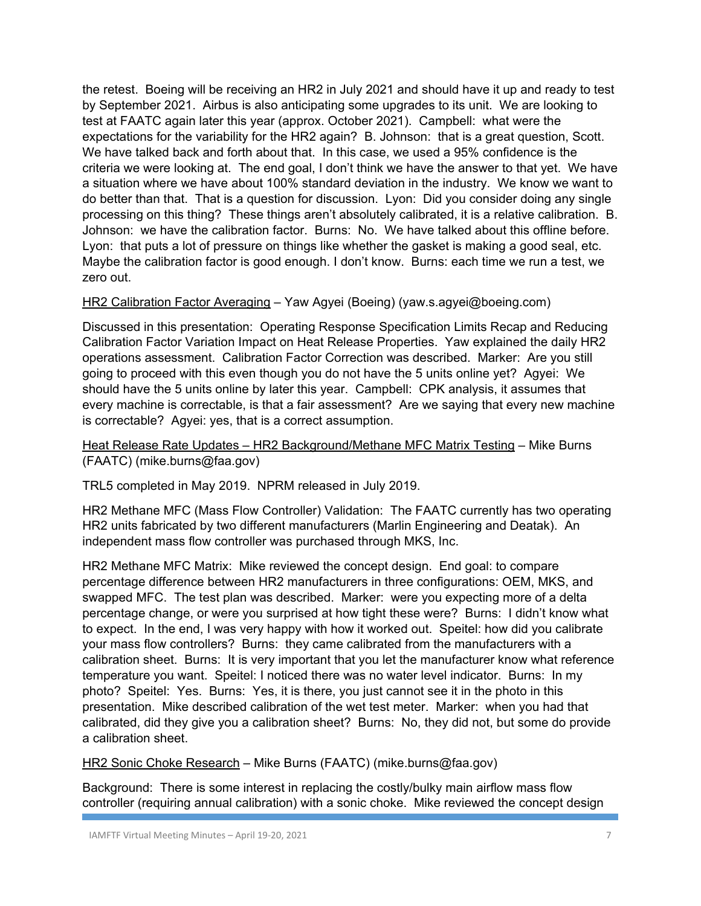the retest. Boeing will be receiving an HR2 in July 2021 and should have it up and ready to test by September 2021. Airbus is also anticipating some upgrades to its unit. We are looking to test at FAATC again later this year (approx. October 2021). Campbell: what were the expectations for the variability for the HR2 again? B. Johnson: that is a great question, Scott. We have talked back and forth about that. In this case, we used a 95% confidence is the criteria we were looking at. The end goal, I don't think we have the answer to that yet. We have a situation where we have about 100% standard deviation in the industry. We know we want to do better than that. That is a question for discussion. Lyon: Did you consider doing any single processing on this thing? These things aren't absolutely calibrated, it is a relative calibration. B. Johnson: we have the calibration factor. Burns: No. We have talked about this offline before. Lyon: that puts a lot of pressure on things like whether the gasket is making a good seal, etc. Maybe the calibration factor is good enough. I don't know. Burns: each time we run a test, we zero out.

<u>HR2 Calibration Factor Averaging</u> – Yaw Agyei (Boeing) (yaw.s.agyei@boeing.com)

Discussed in this presentation: Operating Response Specification Limits Recap and Reducing Calibration Factor Variation Impact on Heat Release Properties. Yaw explained the daily HR2 operations assessment. Calibration Factor Correction was described. Marker: Are you still going to proceed with this even though you do not have the 5 units online yet? Agyei: We should have the 5 units online by later this year. Campbell: CPK analysis, it assumes that every machine is correctable, is that a fair assessment? Are we saying that every new machine is correctable? Agyei: yes, that is a correct assumption.

<u>Heat Release Rate Updates – HR2 Background/Methane MFC Matrix Testing</u> – Mike Burns (FAATC) (mike.burns@faa.gov)

TRL5 completed in May 2019. NPRM released in July 2019.

HR2 Methane MFC (Mass Flow Controller) Validation: The FAATC currently has two operating HR2 units fabricated by two different manufacturers (Marlin Engineering and Deatak). An independent mass flow controller was purchased through MKS, Inc.

HR2 Methane MFC Matrix: Mike reviewed the concept design. End goal: to compare percentage difference between HR2 manufacturers in three configurations: OEM, MKS, and swapped MFC. The test plan was described. Marker: were you expecting more of a delta percentage change, or were you surprised at how tight these were? Burns: I didn't know what to expect. In the end, I was very happy with how it worked out. Speitel: how did you calibrate your mass flow controllers? Burns: they came calibrated from the manufacturers with a calibration sheet. Burns: It is very important that you let the manufacturer know what reference temperature you want. Speitel: I noticed there was no water level indicator. Burns: In my photo? Speitel: Yes. Burns: Yes, it is there, you just cannot see it in the photo in this presentation. Mike described calibration of the wet test meter. Marker: when you had that calibrated, did they give you a calibration sheet? Burns: No, they did not, but some do provide a calibration sheet.

<u>HR2 Sonic Choke Research</u> – Mike Burns (FAATC) (mike.burns@faa.gov)

Background: There is some interest in replacing the costly/bulky main airflow mass flow controller (requiring annual calibration) with a sonic choke. Mike reviewed the concept design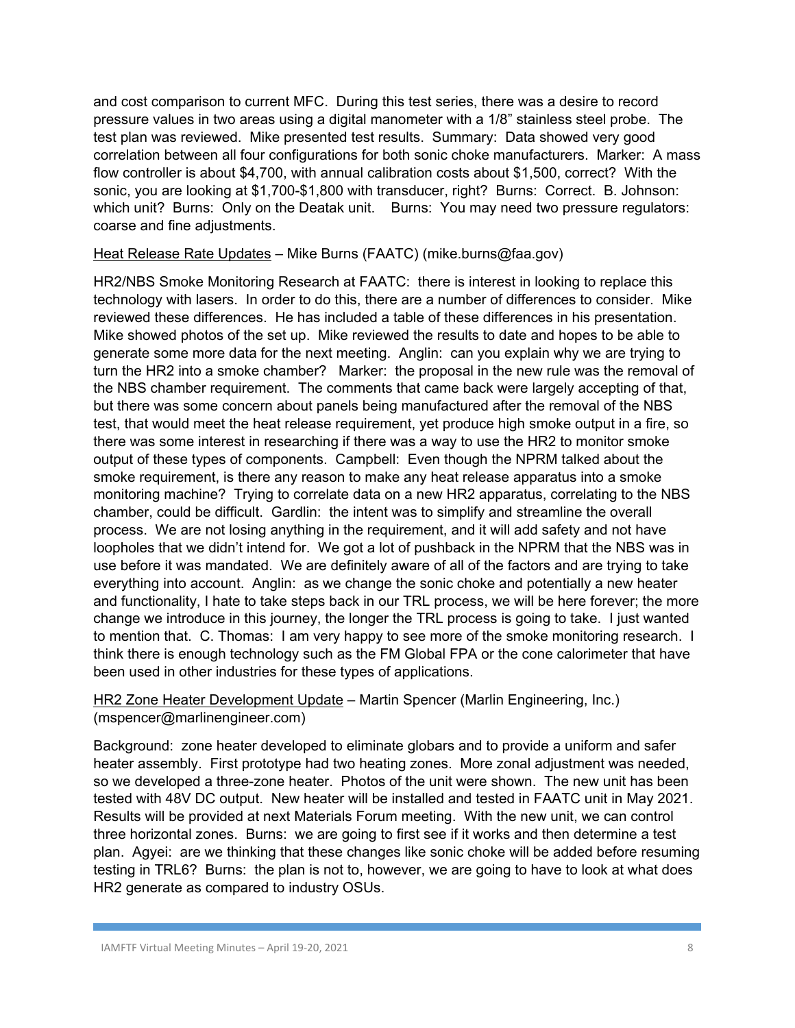and cost comparison to current MFC. During this test series, there was a desire to record pressure values in two areas using a digital manometer with a 1/8" stainless steel probe. The test plan was reviewed. Mike presented test results. Summary: Data showed very good correlation between all four configurations for both sonic choke manufacturers. Marker: A mass flow controller is about $4,700, with annual calibration costs about $1,500, correct? With the sonic, you are looking at $1,700-$1,800 with transducer, right? Burns: Correct. B. Johnson: which unit? Burns: Only on the Deatak unit. Burns: You may need two pressure regulators: coarse and fine adjustments.

<u>Heat Release Rate Updates</u> – Mike Burns (FAATC) (mike.burns@faa.gov)

HR2/NBS Smoke Monitoring Research at FAATC: there is interest in looking to replace this technology with lasers. In order to do this, there are a number of differences to consider. Mike reviewed these differences. He has included a table of these differences in his presentation. Mike showed photos of the set up. Mike reviewed the results to date and hopes to be able to generate some more data for the next meeting. Anglin: can you explain why we are trying to turn the HR2 into a smoke chamber? Marker: the proposal in the new rule was the removal of the NBS chamber requirement. The comments that came back were largely accepting of that, but there was some concern about panels being manufactured after the removal of the NBS test, that would meet the heat release requirement, yet produce high smoke output in a fire, so there was some interest in researching if there was a way to use the HR2 to monitor smoke output of these types of components. Campbell: Even though the NPRM talked about the smoke requirement, is there any reason to make any heat release apparatus into a smoke monitoring machine? Trying to correlate data on a new HR2 apparatus, correlating to the NBS chamber, could be difficult. Gardlin: the intent was to simplify and streamline the overall process. We are not losing anything in the requirement, and it will add safety and not have loopholes that we didn't intend for. We got a lot of pushback in the NPRM that the NBS was in use before it was mandated. We are definitely aware of all of the factors and are trying to take everything into account. Anglin: as we change the sonic choke and potentially a new heater and functionality, I hate to take steps back in our TRL process, we will be here forever; the more change we introduce in this journey, the longer the TRL process is going to take. I just wanted to mention that. C. Thomas: I am very happy to see more of the smoke monitoring research. I think there is enough technology such as the FM Global FPA or the cone calorimeter that have been used in other industries for these types of applications.

<u>HR2 Zone Heater Development Update</u> – Martin Spencer (Marlin Engineering, Inc.) (mspencer@marlinengineer.com)

Background: zone heater developed to eliminate globars and to provide a uniform and safer heater assembly. First prototype had two heating zones. More zonal adjustment was needed, so we developed a three-zone heater. Photos of the unit were shown. The new unit has been tested with 48V DC output. New heater will be installed and tested in FAATC unit in May 2021. Results will be provided at next Materials Forum meeting. With the new unit, we can control three horizontal zones. Burns: we are going to first see if it works and then determine a test plan. Agyei: are we thinking that these changes like sonic choke will be added before resuming testing in TRL6? Burns: the plan is not to, however, we are going to have to look at what does HR2 generate as compared to industry OSUs.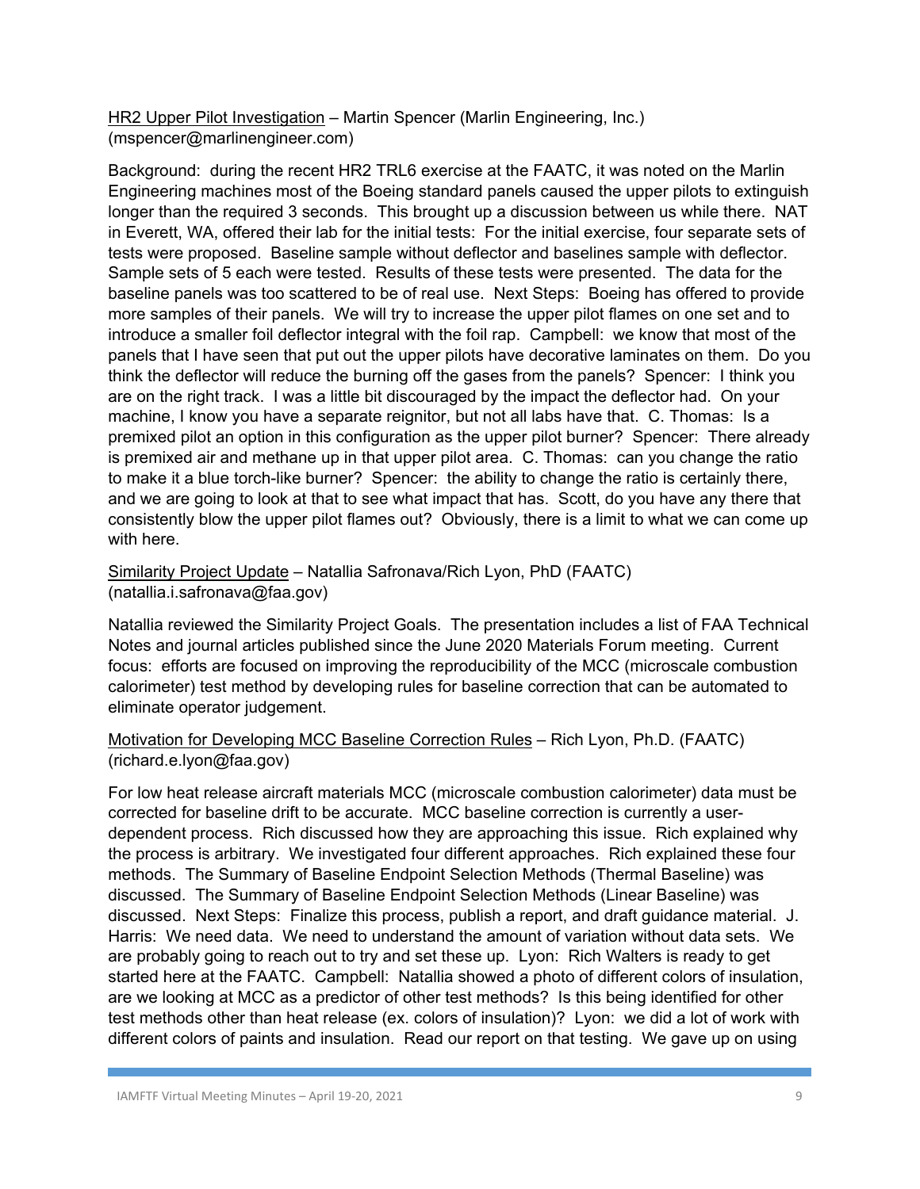HR2 Upper Pilot Investigation – Martin Spencer (Marlin Engineering, Inc.) (mspencer@marlinengineer.com)

Background: during the recent HR2 TRL6 exercise at the FAATC, it was noted on the Marlin Engineering machines most of the Boeing standard panels caused the upper pilots to extinguish longer than the required 3 seconds. This brought up a discussion between us while there. NAT in Everett, WA, offered their lab for the initial tests: For the initial exercise, four separate sets of tests were proposed. Baseline sample without deflector and baselines sample with deflector. Sample sets of 5 each were tested. Results of these tests were presented. The data for the baseline panels was too scattered to be of real use. Next Steps: Boeing has offered to provide more samples of their panels. We will try to increase the upper pilot flames on one set and to introduce a smaller foil deflector integral with the foil rap. Campbell: we know that most of the panels that I have seen that put out the upper pilots have decorative laminates on them. Do you think the deflector will reduce the burning off the gases from the panels? Spencer: I think you are on the right track. I was a little bit discouraged by the impact the deflector had. On your machine, I know you have a separate reignitor, but not all labs have that. C. Thomas: Is a premixed pilot an option in this configuration as the upper pilot burner? Spencer: There already is premixed air and methane up in that upper pilot area. C. Thomas: can you change the ratio to make it a blue torch-like burner? Spencer: the ability to change the ratio is certainly there, and we are going to look at that to see what impact that has. Scott, do you have any there that consistently blow the upper pilot flames out? Obviously, there is a limit to what we can come up with here.

Similarity Project Update – Natallia Safronava/Rich Lyon, PhD (FAATC) (natallia.i.safronava@faa.gov)

Natallia reviewed the Similarity Project Goals. The presentation includes a list of FAA Technical Notes and journal articles published since the June 2020 Materials Forum meeting. Current focus: efforts are focused on improving the reproducibility of the MCC (microscale combustion calorimeter) test method by developing rules for baseline correction that can be automated to eliminate operator judgement.

Motivation for Developing MCC Baseline Correction Rules – Rich Lyon, Ph.D. (FAATC) (richard.e.lyon@faa.gov)

For low heat release aircraft materials MCC (microscale combustion calorimeter) data must be corrected for baseline drift to be accurate. MCC baseline correction is currently a user-dependent process. Rich discussed how they are approaching this issue. Rich explained why the process is arbitrary. We investigated four different approaches. Rich explained these four methods. The Summary of Baseline Endpoint Selection Methods (Thermal Baseline) was discussed. The Summary of Baseline Endpoint Selection Methods (Linear Baseline) was discussed. Next Steps: Finalize this process, publish a report, and draft guidance material. J. Harris: We need data. We need to understand the amount of variation without data sets. We are probably going to reach out to try and set these up. Lyon: Rich Walters is ready to get started here at the FAATC. Campbell: Natallia showed a photo of different colors of insulation, are we looking at MCC as a predictor of other test methods? Is this being identified for other test methods other than heat release (ex. colors of insulation)? Lyon: we did a lot of work with different colors of paints and insulation. Read our report on that testing. We gave up on using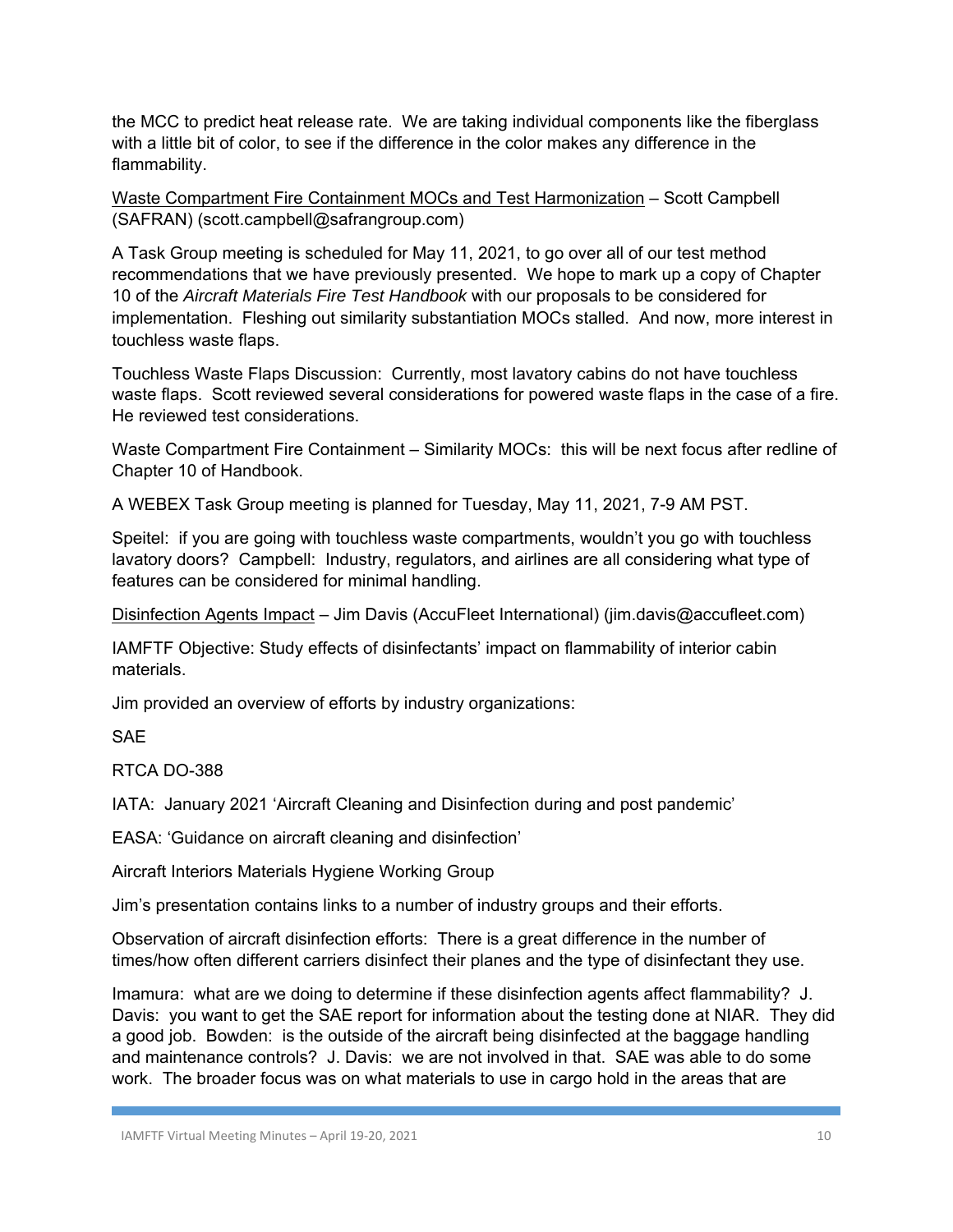the MCC to predict heat release rate. We are taking individual components like the fiberglass with a little bit of color, to see if the difference in the color makes any difference in the flammability.

<u>Waste Compartment Fire Containment MOCs and Test Harmonization</u> – Scott Campbell (SAFRAN) (scott.campbell@safrangroup.com)

A Task Group meeting is scheduled for May 11, 2021, to go over all of our test method recommendations that we have previously presented. We hope to mark up a copy of Chapter 10 of the *Aircraft Materials Fire Test Handbook* with our proposals to be considered for implementation. Fleshing out similarity substantiation MOCs stalled. And now, more interest in touchless waste flaps.

Touchless Waste Flaps Discussion: Currently, most lavatory cabins do not have touchless waste flaps. Scott reviewed several considerations for powered waste flaps in the case of a fire. He reviewed test considerations.

Waste Compartment Fire Containment – Similarity MOCs: this will be next focus after redline of Chapter 10 of Handbook.

A WEBEX Task Group meeting is planned for Tuesday, May 11, 2021, 7-9 AM PST.

Speitel: if you are going with touchless waste compartments, wouldn't you go with touchless lavatory doors? Campbell: Industry, regulators, and airlines are all considering what type of features can be considered for minimal handling.

<u>Disinfection Agents Impact</u> – Jim Davis (AccuFleet International) (jim.davis@accufleet.com)

IAMFTF Objective: Study effects of disinfectants' impact on flammability of interior cabin materials.

Jim provided an overview of efforts by industry organizations:

SAE

RTCA DO-388

IATA: January 2021 'Aircraft Cleaning and Disinfection during and post pandemic'

EASA: 'Guidance on aircraft cleaning and disinfection'

Aircraft Interiors Materials Hygiene Working Group

Jim's presentation contains links to a number of industry groups and their efforts.

Observation of aircraft disinfection efforts: There is a great difference in the number of times/how often different carriers disinfect their planes and the type of disinfectant they use.

Imamura: what are we doing to determine if these disinfection agents affect flammability? J. Davis: you want to get the SAE report for information about the testing done at NIAR. They did a good job. Bowden: is the outside of the aircraft being disinfected at the baggage handling and maintenance controls? J. Davis: we are not involved in that. SAE was able to do some work. The broader focus was on what materials to use in cargo hold in the areas that are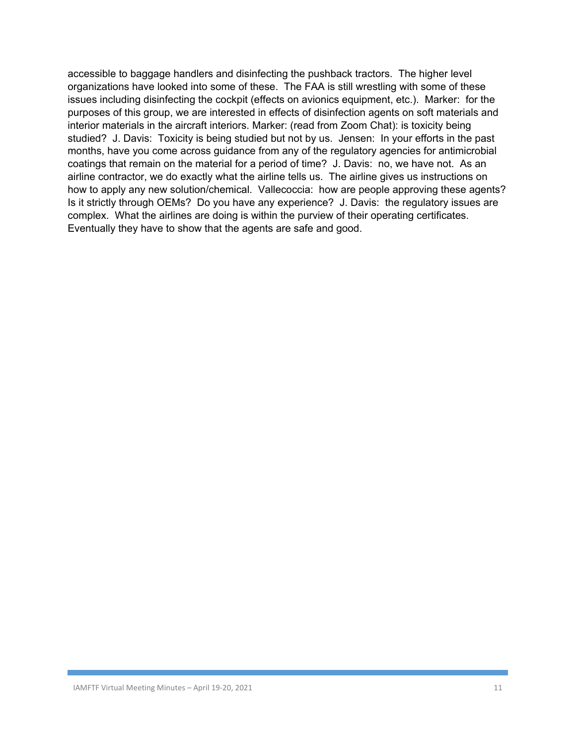accessible to baggage handlers and disinfecting the pushback tractors. The higher level organizations have looked into some of these. The FAA is still wrestling with some of these issues including disinfecting the cockpit (effects on avionics equipment, etc.). Marker: for the purposes of this group, we are interested in effects of disinfection agents on soft materials and interior materials in the aircraft interiors. Marker: (read from Zoom Chat): is toxicity being studied? J. Davis: Toxicity is being studied but not by us. Jensen: In your efforts in the past months, have you come across guidance from any of the regulatory agencies for antimicrobial coatings that remain on the material for a period of time? J. Davis: no, we have not. As an airline contractor, we do exactly what the airline tells us. The airline gives us instructions on how to apply any new solution/chemical. Vallecoccia: how are people approving these agents? Is it strictly through OEMs? Do you have any experience? J. Davis: the regulatory issues are complex. What the airlines are doing is within the purview of their operating certificates. Eventually they have to show that the agents are safe and good.